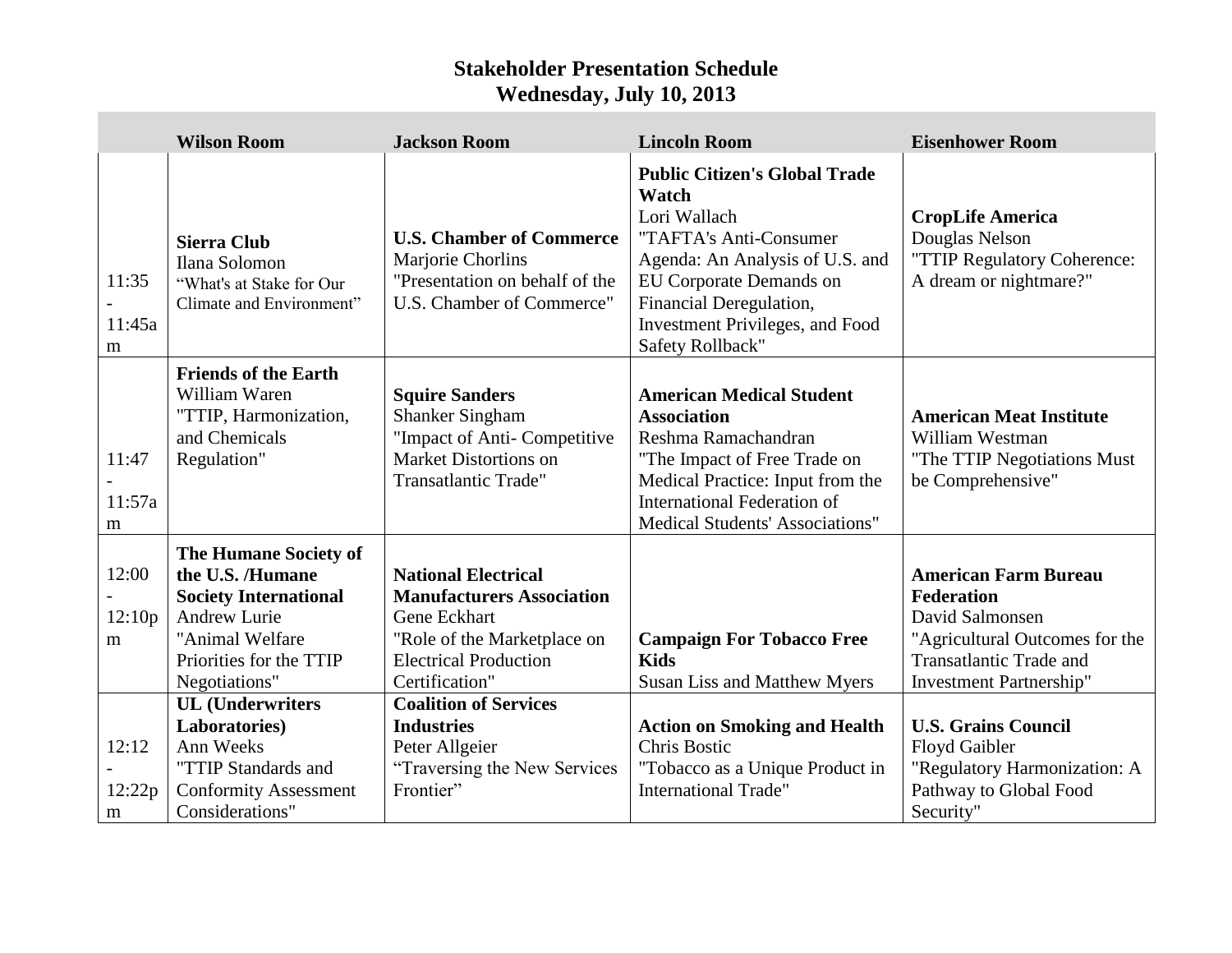# Stakeholder Presentation Schedule
## Wednesday, July 10, 2013

| | Wilson Room | Jackson Room | Lincoln Room | Eisenhower Room |
|---|---|---|---|---|
| 11:35 - 11:45am | **Sierra Club** Ilana Solomon "What's at Stake for Our Climate and Environment" | **U.S. Chamber of Commerce** Marjorie Chorlins "Presentation on behalf of the U.S. Chamber of Commerce" | **Public Citizen's Global Trade Watch** Lori Wallach "TAFTA's Anti-Consumer Agenda: An Analysis of U.S. and EU Corporate Demands on Financial Deregulation, Investment Privileges, and Food Safety Rollback" | **CropLife America** Douglas Nelson "TTIP Regulatory Coherence: A dream or nightmare?" |
| 11:47 - 11:57am | **Friends of the Earth** William Waren "TTIP, Harmonization, and Chemicals Regulation" | **Squire Sanders** Shanker Singham "Impact of Anti- Competitive Market Distortions on Transatlantic Trade" | **American Medical Student Association** Reshma Ramachandran "The Impact of Free Trade on Medical Practice: Input from the International Federation of Medical Students' Associations" | **American Meat Institute** William Westman "The TTIP Negotiations Must be Comprehensive" |
| 12:00 - 12:10pm | **The Humane Society of the U.S. /Humane Society International** Andrew Lurie "Animal Welfare Priorities for the TTIP Negotiations" | **National Electrical Manufacturers Association** Gene Eckhart "Role of the Marketplace on Electrical Production Certification" | **Campaign For Tobacco Free Kids** Susan Liss and Matthew Myers | **American Farm Bureau Federation** David Salmonsen "Agricultural Outcomes for the Transatlantic Trade and Investment Partnership" |
| 12:12 - 12:22pm | **UL (Underwriters Laboratories)** Ann Weeks "TTIP Standards and Conformity Assessment Considerations" | **Coalition of Services Industries** Peter Allgeier "Traversing the New Services Frontier" | **Action on Smoking and Health** Chris Bostic "Tobacco as a Unique Product in International Trade" | **U.S. Grains Council** Floyd Gaibler "Regulatory Harmonization: A Pathway to Global Food Security" |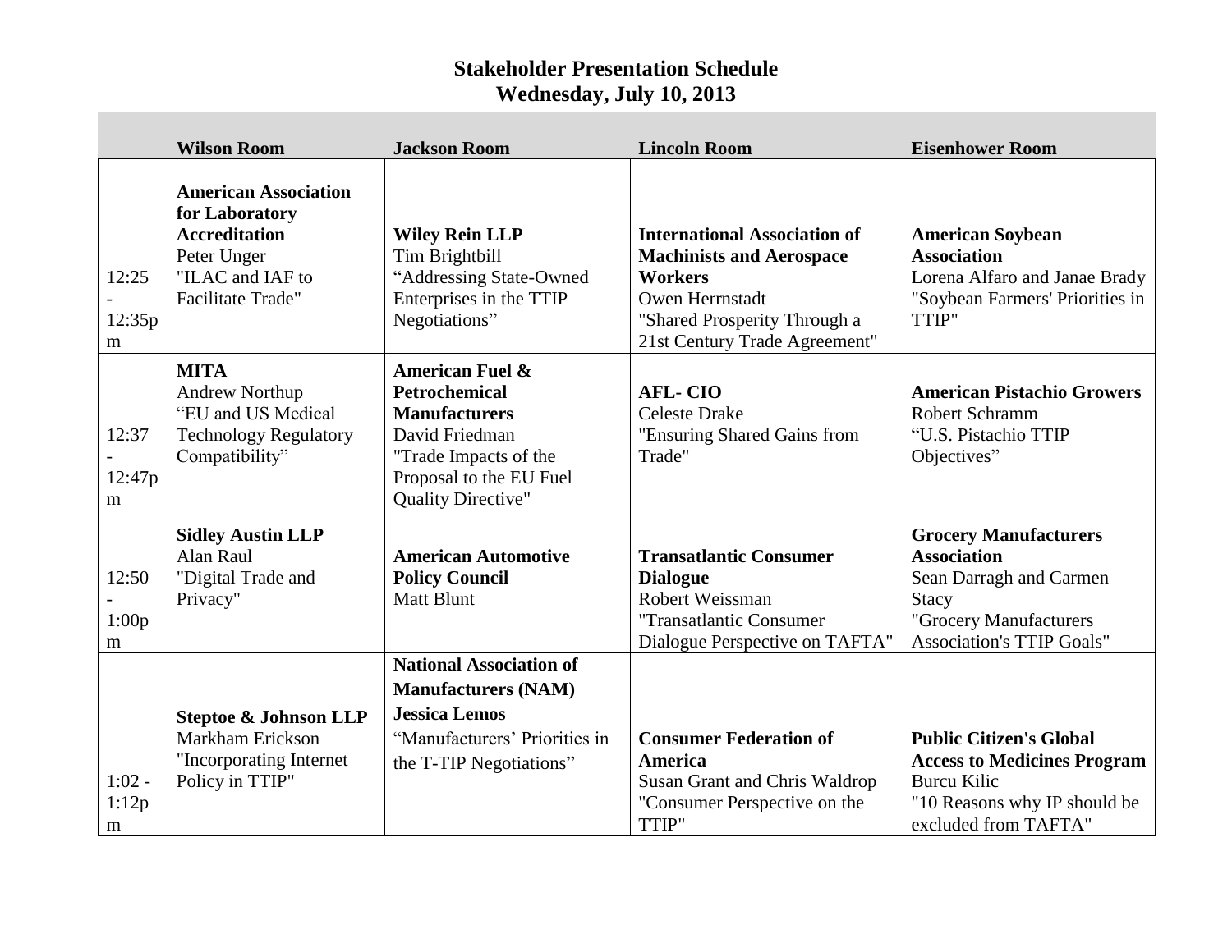# Stakeholder Presentation Schedule
## Wednesday, July 10, 2013

| | Wilson Room | Jackson Room | Lincoln Room | Eisenhower Room |
|---|---|---|---|---|
| 12:25 - 12:35pm | **American Association for Laboratory Accreditation** Peter Unger "ILAC and IAF to Facilitate Trade" | **Wiley Rein LLP** Tim Brightbill "Addressing State-Owned Enterprises in the TTIP Negotiations" | **International Association of Machinists and Aerospace Workers** Owen Herrnstadt "Shared Prosperity Through a 21st Century Trade Agreement" | **American Soybean Association** Lorena Alfaro and Janae Brady "Soybean Farmers' Priorities in TTIP" |
| 12:37 - 12:47pm | **MITA** Andrew Northup "EU and US Medical Technology Regulatory Compatibility" | **American Fuel & Petrochemical Manufacturers** David Friedman "Trade Impacts of the Proposal to the EU Fuel Quality Directive" | **AFL- CIO** Celeste Drake "Ensuring Shared Gains from Trade" | **American Pistachio Growers** Robert Schramm "U.S. Pistachio TTIP Objectives" |
| 12:50 - 1:00pm | **Sidley Austin LLP** Alan Raul "Digital Trade and Privacy" | **American Automotive Policy Council** Matt Blunt | **Transatlantic Consumer Dialogue** Robert Weissman "Transatlantic Consumer Dialogue Perspective on TAFTA" | **Grocery Manufacturers Association** Sean Darragh and Carmen Stacy "Grocery Manufacturers Association's TTIP Goals" |
| 1:02 - 1:12pm | **Steptoe & Johnson LLP** Markham Erickson "Incorporating Internet Policy in TTIP" | **National Association of Manufacturers (NAM)** **Jessica Lemos** "Manufacturers' Priorities in the T-TIP Negotiations" | **Consumer Federation of America** Susan Grant and Chris Waldrop "Consumer Perspective on the TTIP" | **Public Citizen's Global Access to Medicines Program** Burcu Kilic "10 Reasons why IP should be excluded from TAFTA" |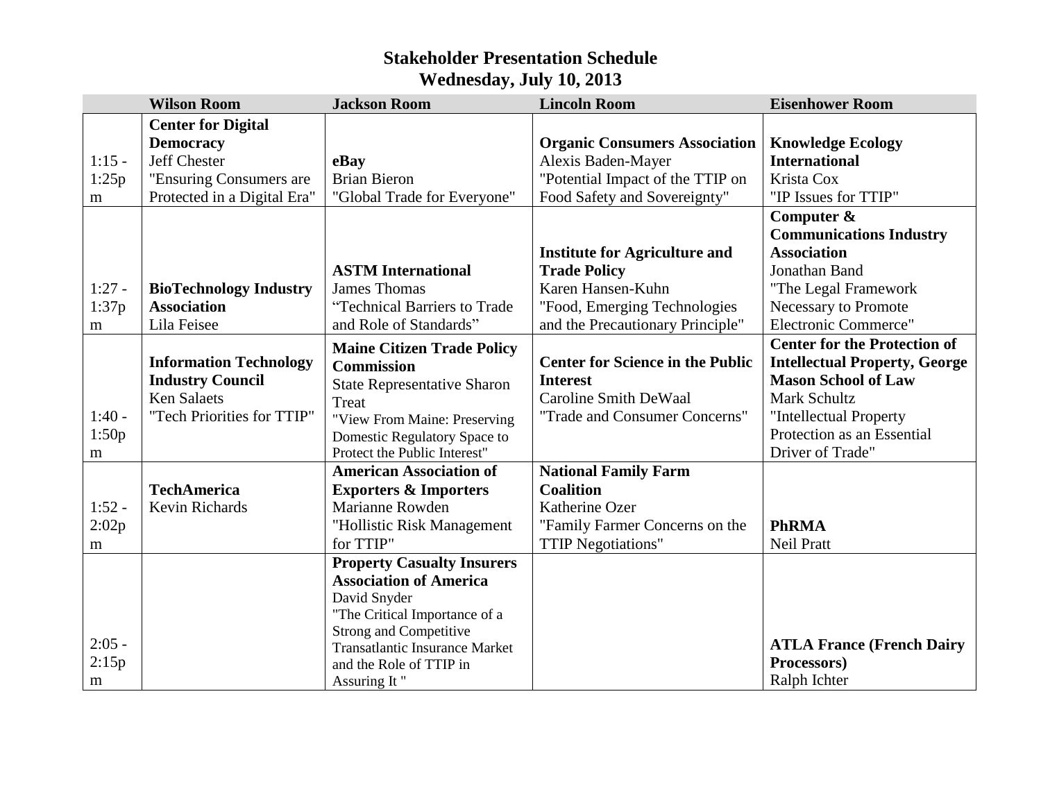**Stakeholder Presentation Schedule**
**Wednesday, July 10, 2013**

| | Wilson Room | Jackson Room | Lincoln Room | Eisenhower Room |
|---|---|---|---|---|
| 1:15 - 1:25pm | **Center for Digital Democracy** Jeff Chester "Ensuring Consumers are Protected in a Digital Era" | **eBay** Brian Bieron "Global Trade for Everyone" | **Organic Consumers Association** Alexis Baden-Mayer "Potential Impact of the TTIP on Food Safety and Sovereignty" | **Knowledge Ecology International** Krista Cox "IP Issues for TTIP" |
| 1:27 - 1:37pm | **BioTechnology Industry Association** Lila Feisee | **ASTM International** James Thomas "Technical Barriers to Trade and Role of Standards" | **Institute for Agriculture and Trade Policy** Karen Hansen-Kuhn "Food, Emerging Technologies and the Precautionary Principle" | **Computer & Communications Industry Association** Jonathan Band "The Legal Framework Necessary to Promote Electronic Commerce" |
| 1:40 - 1:50pm | **Information Technology Industry Council** Ken Salaets "Tech Priorities for TTIP" | **Maine Citizen Trade Policy Commission** State Representative Sharon Treat "View From Maine: Preserving Domestic Regulatory Space to Protect the Public Interest" | **Center for Science in the Public Interest** Caroline Smith DeWaal "Trade and Consumer Concerns" | **Center for the Protection of Intellectual Property, George Mason School of Law** Mark Schultz "Intellectual Property Protection as an Essential Driver of Trade" |
| 1:52 - 2:02pm | **TechAmerica** Kevin Richards | **American Association of Exporters & Importers** Marianne Rowden "Hollistic Risk Management for TTIP" | **National Family Farm Coalition** Katherine Ozer "Family Farmer Concerns on the TTIP Negotiations" | **PhRMA** Neil Pratt |
| 2:05 - 2:15pm | | **Property Casualty Insurers Association of America** David Snyder "The Critical Importance of a Strong and Competitive Transatlantic Insurance Market and the Role of TTIP in Assuring It " | | **ATLA France (French Dairy Processors)** Ralph Ichter |